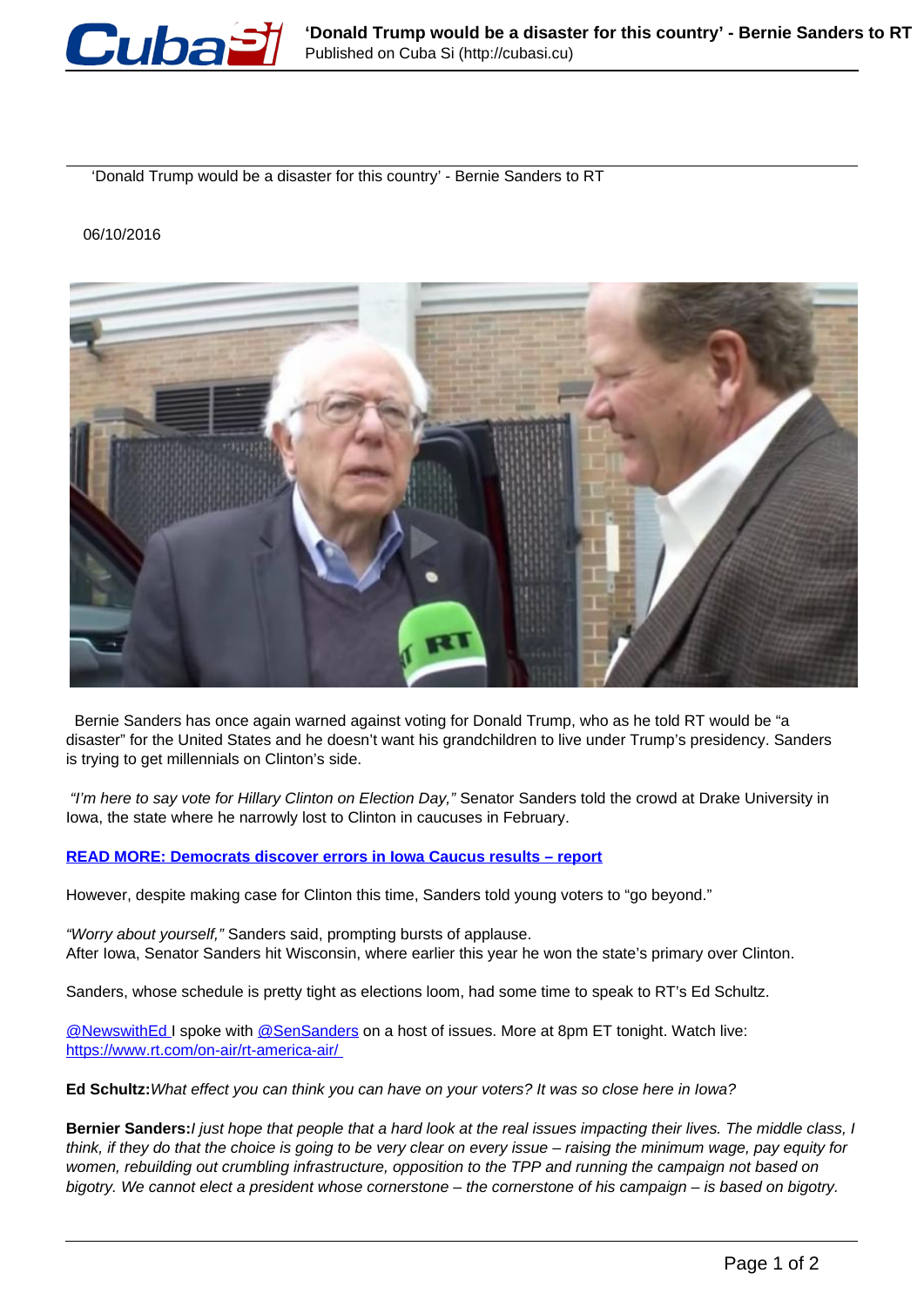# 'Donald Trump would be a disaster for this country' - Bernie Sanders to RT

06/10/2016

Bernie Sanders has once again warned against voting for Donald Trump, who as he told RT would be "a disaster" for the United States and he doesn't want his grandchildren to live under Trump's presidency. Sanders is trying to get millennials on Clinton's side.

*"I'm here to say vote for Hillary Clinton on Election Day,"* Senator Sanders told the crowd at Drake University in Iowa, the state where he narrowly lost to Clinton in caucuses in February.

**READ MORE: Democrats discover errors in Iowa Caucus results – report**

However, despite making case for Clinton this time, Sanders told young voters to "go beyond."

*"Worry about yourself,"* Sanders said, prompting bursts of applause.
After Iowa, Senator Sanders hit Wisconsin, where earlier this year he won the state's primary over Clinton.

Sanders, whose schedule is pretty tight as elections loom, had some time to speak to RT's Ed Schultz.

@NewswithEd I spoke with @SenSanders on a host of issues. More at 8pm ET tonight. Watch live: https://www.rt.com/on-air/rt-america-air/

**Ed Schultz:** *What effect you can think you can have on your voters? It was so close here in Iowa?*

**Bernier Sanders:** *I just hope that people that a hard look at the real issues impacting their lives. The middle class, I think, if they do that the choice is going to be very clear on every issue – raising the minimum wage, pay equity for women, rebuilding out crumbling infrastructure, opposition to the TPP and running the campaign not based on bigotry. We cannot elect a president whose cornerstone – the cornerstone of his campaign – is based on bigotry.*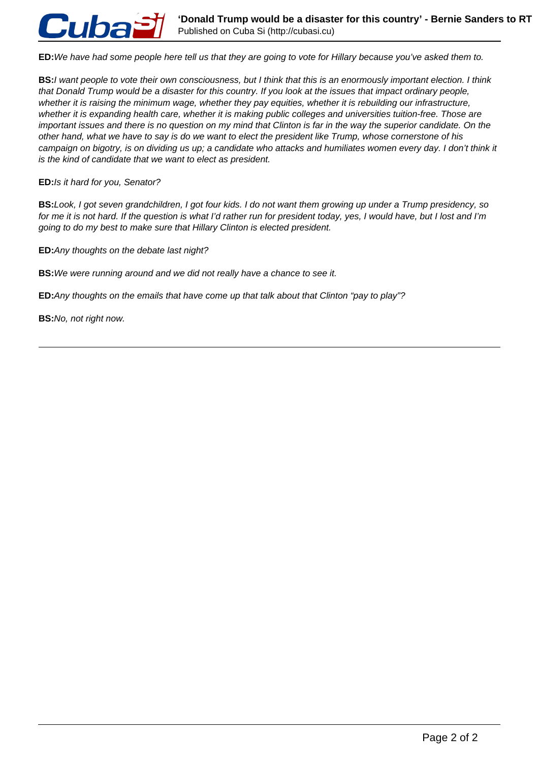**ED:** *We have had some people here tell us that they are going to vote for Hillary because you've asked them to.*

**BS:** *I want people to vote their own consciousness, but I think that this is an enormously important election. I think that Donald Trump would be a disaster for this country. If you look at the issues that impact ordinary people, whether it is raising the minimum wage, whether they pay equities, whether it is rebuilding our infrastructure, whether it is expanding health care, whether it is making public colleges and universities tuition-free. Those are important issues and there is no question on my mind that Clinton is far in the way the superior candidate. On the other hand, what we have to say is do we want to elect the president like Trump, whose cornerstone of his campaign on bigotry, is on dividing us up; a candidate who attacks and humiliates women every day. I don't think it is the kind of candidate that we want to elect as president.*

**ED:** *Is it hard for you, Senator?*

**BS:** *Look, I got seven grandchildren, I got four kids. I do not want them growing up under a Trump presidency, so for me it is not hard. If the question is what I'd rather run for president today, yes, I would have, but I lost and I'm going to do my best to make sure that Hillary Clinton is elected president.*

**ED:** *Any thoughts on the debate last night?*

**BS:** *We were running around and we did not really have a chance to see it.*

**ED:** *Any thoughts on the emails that have come up that talk about that Clinton "pay to play"?*

**BS:** *No, not right now.*